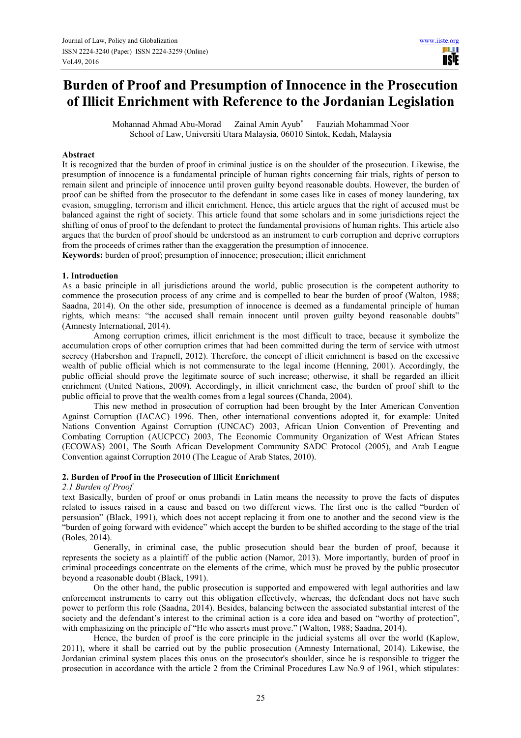# Burden of Proof and Presumption of Innocence in the Prosecution of Illicit Enrichment with Reference to the Jordanian Legislation

Mohannad Ahmad Abu-Morad Zainal Amin Ayub[*] Fauziah Mohammad Noor
School of Law, Universiti Utara Malaysia, 06010 Sintok, Kedah, Malaysia

## Abstract

It is recognized that the burden of proof in criminal justice is on the shoulder of the prosecution. Likewise, the presumption of innocence is a fundamental principle of human rights concerning fair trials, rights of person to remain silent and principle of innocence until proven guilty beyond reasonable doubts. However, the burden of proof can be shifted from the prosecutor to the defendant in some cases like in cases of money laundering, tax evasion, smuggling, terrorism and illicit enrichment. Hence, this article argues that the right of accused must be balanced against the right of society. This article found that some scholars and in some jurisdictions reject the shifting of onus of proof to the defendant to protect the fundamental provisions of human rights. This article also argues that the burden of proof should be understood as an instrument to curb corruption and deprive corruptors from the proceeds of crimes rather than the exaggeration the presumption of innocence.

**Keywords:** burden of proof; presumption of innocence; prosecution; illicit enrichment

## 1. Introduction

As a basic principle in all jurisdictions around the world, public prosecution is the competent authority to commence the prosecution process of any crime and is compelled to bear the burden of proof (Walton, 1988; Saadna, 2014). On the other side, presumption of innocence is deemed as a fundamental principle of human rights, which means: "the accused shall remain innocent until proven guilty beyond reasonable doubts" (Amnesty International, 2014).

Among corruption crimes, illicit enrichment is the most difficult to trace, because it symbolize the accumulation crops of other corruption crimes that had been committed during the term of service with utmost secrecy (Habershon and Trapnell, 2012). Therefore, the concept of illicit enrichment is based on the excessive wealth of public official which is not commensurate to the legal income (Henning, 2001). Accordingly, the public official should prove the legitimate source of such increase; otherwise, it shall be regarded an illicit enrichment (United Nations, 2009). Accordingly, in illicit enrichment case, the burden of proof shift to the public official to prove that the wealth comes from a legal sources (Chanda, 2004).

This new method in prosecution of corruption had been brought by the Inter American Convention Against Corruption (IACAC) 1996. Then, other international conventions adopted it, for example: United Nations Convention Against Corruption (UNCAC) 2003, African Union Convention of Preventing and Combating Corruption (AUCPCC) 2003, The Economic Community Organization of West African States (ECOWAS) 2001, The South African Development Community SADC Protocol (2005), and Arab League Convention against Corruption 2010 (The League of Arab States, 2010).

## 2. Burden of Proof in the Prosecution of Illicit Enrichment

### *2.1 Burden of Proof*

text Basically, burden of proof or onus probandi in Latin means the necessity to prove the facts of disputes related to issues raised in a cause and based on two different views. The first one is the called "burden of persuasion" (Black, 1991), which does not accept replacing it from one to another and the second view is the "burden of going forward with evidence" which accept the burden to be shifted according to the stage of the trial (Boles, 2014).

Generally, in criminal case, the public prosecution should bear the burden of proof, because it represents the society as a plaintiff of the public action (Namor, 2013). More importantly, burden of proof in criminal proceedings concentrate on the elements of the crime, which must be proved by the public prosecutor beyond a reasonable doubt (Black, 1991).

On the other hand, the public prosecution is supported and empowered with legal authorities and law enforcement instruments to carry out this obligation effectively, whereas, the defendant does not have such power to perform this role (Saadna, 2014). Besides, balancing between the associated substantial interest of the society and the defendant's interest to the criminal action is a core idea and based on "worthy of protection", with emphasizing on the principle of "He who asserts must prove." (Walton, 1988; Saadna, 2014).

Hence, the burden of proof is the core principle in the judicial systems all over the world (Kaplow, 2011), where it shall be carried out by the public prosecution (Amnesty International, 2014). Likewise, the Jordanian criminal system places this onus on the prosecutor's shoulder, since he is responsible to trigger the prosecution in accordance with the article 2 from the Criminal Procedures Law No.9 of 1961, which stipulates: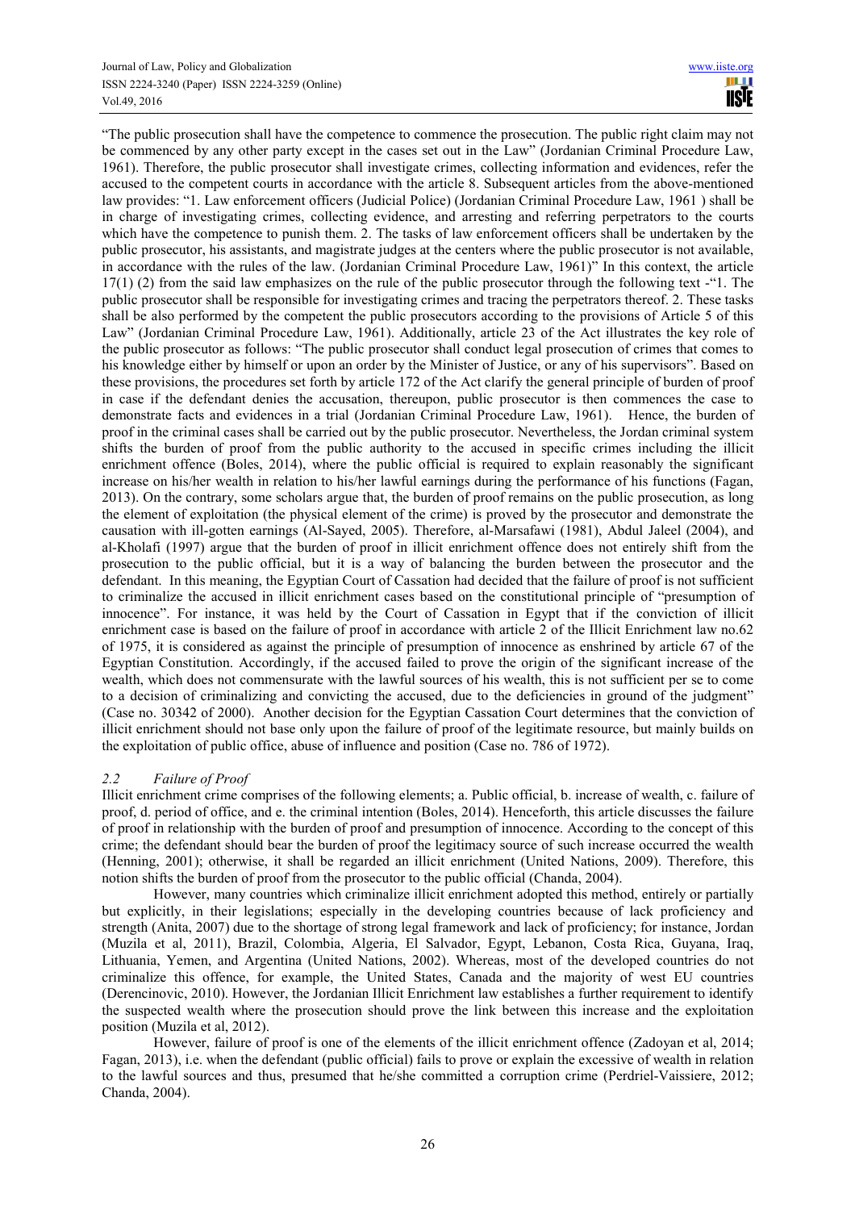"The public prosecution shall have the competence to commence the prosecution. The public right claim may not be commenced by any other party except in the cases set out in the Law" (Jordanian Criminal Procedure Law, 1961). Therefore, the public prosecutor shall investigate crimes, collecting information and evidences, refer the accused to the competent courts in accordance with the article 8. Subsequent articles from the above-mentioned law provides: "1. Law enforcement officers (Judicial Police) (Jordanian Criminal Procedure Law, 1961 ) shall be in charge of investigating crimes, collecting evidence, and arresting and referring perpetrators to the courts which have the competence to punish them. 2. The tasks of law enforcement officers shall be undertaken by the public prosecutor, his assistants, and magistrate judges at the centers where the public prosecutor is not available, in accordance with the rules of the law. (Jordanian Criminal Procedure Law, 1961)" In this context, the article 17(1) (2) from the said law emphasizes on the rule of the public prosecutor through the following text -"1. The public prosecutor shall be responsible for investigating crimes and tracing the perpetrators thereof. 2. These tasks shall be also performed by the competent public prosecutors according to the provisions of Article 5 of this Law" (Jordanian Criminal Procedure Law, 1961). Additionally, article 23 of the Act illustrates the key role of the public prosecutor as follows: "The public prosecutor shall conduct legal prosecution of crimes that comes to his knowledge either by himself or upon an order by the Minister of Justice, or any of his supervisors". Based on these provisions, the procedures set forth by article 172 of the Act clarify the general principle of burden of proof in case if the defendant denies the accusation, thereupon, public prosecutor is then commences the case to demonstrate facts and evidences in a trial (Jordanian Criminal Procedure Law, 1961). Hence, the burden of proof in the criminal cases shall be carried out by the public prosecutor. Nevertheless, the Jordan criminal system shifts the burden of proof from the public authority to the accused in specific crimes including the illicit enrichment offence (Boles, 2014), where the public official is required to explain reasonably the significant increase on his/her wealth in relation to his/her lawful earnings during the performance of his functions (Fagan, 2013). On the contrary, some scholars argue that, the burden of proof remains on the public prosecution, as long the element of exploitation (the physical element of the crime) is proved by the prosecutor and demonstrate the causation with ill-gotten earnings (Al-Sayed, 2005). Therefore, al-Marsafawi (1981), Abdul Jaleel (2004), and al-Kholafi (1997) argue that the burden of proof in illicit enrichment offence does not entirely shift from the prosecution to the public official, but it is a way of balancing the burden between the prosecutor and the defendant. In this meaning, the Egyptian Court of Cassation had decided that the failure of proof is not sufficient to criminalize the accused in illicit enrichment cases based on the constitutional principle of "presumption of innocence". For instance, it was held by the Court of Cassation in Egypt that if the conviction of illicit enrichment case is based on the failure of proof in accordance with article 2 of the Illicit Enrichment law no.62 of 1975, it is considered as against the principle of presumption of innocence as enshrined by article 67 of the Egyptian Constitution. Accordingly, if the accused failed to prove the origin of the significant increase of the wealth, which does not commensurate with the lawful sources of his wealth, this is not sufficient per se to come to a decision of criminalizing and convicting the accused, due to the deficiencies in ground of the judgment" (Case no. 30342 of 2000). Another decision for the Egyptian Cassation Court determines that the conviction of illicit enrichment should not base only upon the failure of proof of the legitimate resource, but mainly builds on the exploitation of public office, abuse of influence and position (Case no. 786 of 1972).

### *2.2 Failure of Proof*

Illicit enrichment crime comprises of the following elements; a. Public official, b. increase of wealth, c. failure of proof, d. period of office, and e. the criminal intention (Boles, 2014). Henceforth, this article discusses the failure of proof in relationship with the burden of proof and presumption of innocence. According to the concept of this crime; the defendant should bear the burden of proof the legitimacy source of such increase occurred the wealth (Henning, 2001); otherwise, it shall be regarded an illicit enrichment (United Nations, 2009). Therefore, this notion shifts the burden of proof from the prosecutor to the public official (Chanda, 2004).

However, many countries which criminalize illicit enrichment adopted this method, entirely or partially but explicitly, in their legislations; especially in the developing countries because of lack proficiency and strength (Anita, 2007) due to the shortage of strong legal framework and lack of proficiency; for instance, Jordan (Muzila et al, 2011), Brazil, Colombia, Algeria, El Salvador, Egypt, Lebanon, Costa Rica, Guyana, Iraq, Lithuania, Yemen, and Argentina (United Nations, 2002). Whereas, most of the developed countries do not criminalize this offence, for example, the United States, Canada and the majority of west EU countries (Derencinovic, 2010). However, the Jordanian Illicit Enrichment law establishes a further requirement to identify the suspected wealth where the prosecution should prove the link between this increase and the exploitation position (Muzila et al, 2012).

However, failure of proof is one of the elements of the illicit enrichment offence (Zadoyan et al, 2014; Fagan, 2013), i.e. when the defendant (public official) fails to prove or explain the excessive of wealth in relation to the lawful sources and thus, presumed that he/she committed a corruption crime (Perdriel-Vaissiere, 2012; Chanda, 2004).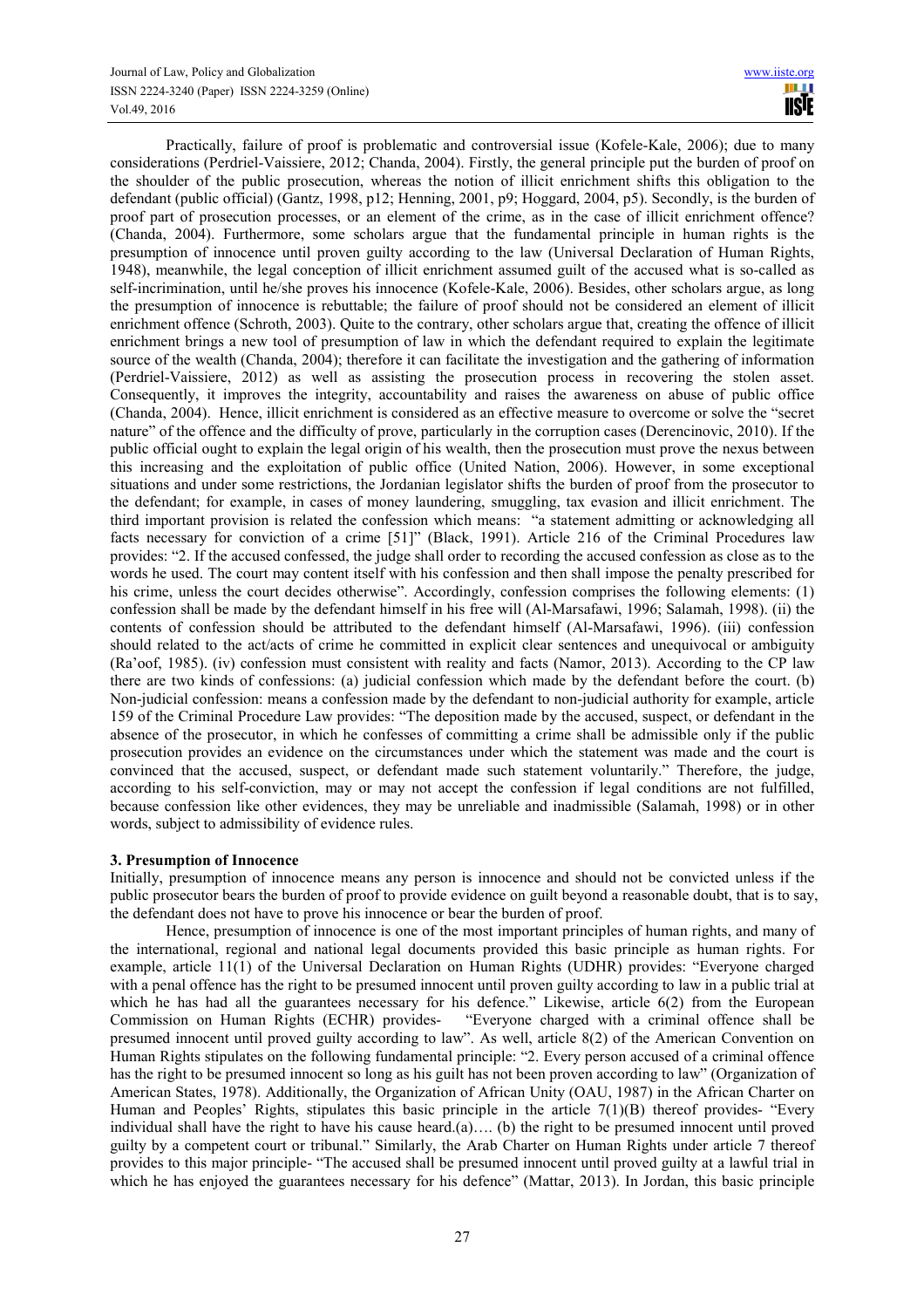Practically, failure of proof is problematic and controversial issue (Kofele-Kale, 2006); due to many considerations (Perdriel-Vaissiere, 2012; Chanda, 2004). Firstly, the general principle put the burden of proof on the shoulder of the public prosecution, whereas the notion of illicit enrichment shifts this obligation to the defendant (public official) (Gantz, 1998, p12; Henning, 2001, p9; Hoggard, 2004, p5). Secondly, is the burden of proof part of prosecution processes, or an element of the crime, as in the case of illicit enrichment offence? (Chanda, 2004). Furthermore, some scholars argue that the fundamental principle in human rights is the presumption of innocence until proven guilty according to the law (Universal Declaration of Human Rights, 1948), meanwhile, the legal conception of illicit enrichment assumed guilt of the accused what is so-called as self-incrimination, until he/she proves his innocence (Kofele-Kale, 2006). Besides, other scholars argue, as long the presumption of innocence is rebuttable; the failure of proof should not be considered an element of illicit enrichment offence (Schroth, 2003). Quite to the contrary, other scholars argue that, creating the offence of illicit enrichment brings a new tool of presumption of law in which the defendant required to explain the legitimate source of the wealth (Chanda, 2004); therefore it can facilitate the investigation and the gathering of information (Perdriel-Vaissiere, 2012) as well as assisting the prosecution process in recovering the stolen asset. Consequently, it improves the integrity, accountability and raises the awareness on abuse of public office (Chanda, 2004). Hence, illicit enrichment is considered as an effective measure to overcome or solve the "secret nature" of the offence and the difficulty of prove, particularly in the corruption cases (Derencinovic, 2010). If the public official ought to explain the legal origin of his wealth, then the prosecution must prove the nexus between this increasing and the exploitation of public office (United Nation, 2006). However, in some exceptional situations and under some restrictions, the Jordanian legislator shifts the burden of proof from the prosecutor to the defendant; for example, in cases of money laundering, smuggling, tax evasion and illicit enrichment. The third important provision is related the confession which means: "a statement admitting or acknowledging all facts necessary for conviction of a crime [51]" (Black, 1991). Article 216 of the Criminal Procedures law provides: "2. If the accused confessed, the judge shall order to recording the accused confession as close as to the words he used. The court may content itself with his confession and then shall impose the penalty prescribed for his crime, unless the court decides otherwise". Accordingly, confession comprises the following elements: (1) confession shall be made by the defendant himself in his free will (Al-Marsafawi, 1996; Salamah, 1998). (ii) the contents of confession should be attributed to the defendant himself (Al-Marsafawi, 1996). (iii) confession should related to the act/acts of crime he committed in explicit clear sentences and unequivocal or ambiguity (Ra'oof, 1985). (iv) confession must consistent with reality and facts (Namor, 2013). According to the CP law there are two kinds of confessions: (a) judicial confession which made by the defendant before the court. (b) Non-judicial confession: means a confession made by the defendant to non-judicial authority for example, article 159 of the Criminal Procedure Law provides: "The deposition made by the accused, suspect, or defendant in the absence of the prosecutor, in which he confesses of committing a crime shall be admissible only if the public prosecution provides an evidence on the circumstances under which the statement was made and the court is convinced that the accused, suspect, or defendant made such statement voluntarily." Therefore, the judge, according to his self-conviction, may or may not accept the confession if legal conditions are not fulfilled, because confession like other evidences, they may be unreliable and inadmissible (Salamah, 1998) or in other words, subject to admissibility of evidence rules.

## 3. Presumption of Innocence

Initially, presumption of innocence means any person is innocence and should not be convicted unless if the public prosecutor bears the burden of proof to provide evidence on guilt beyond a reasonable doubt, that is to say, the defendant does not have to prove his innocence or bear the burden of proof.

Hence, presumption of innocence is one of the most important principles of human rights, and many of the international, regional and national legal documents provided this basic principle as human rights. For example, article 11(1) of the Universal Declaration on Human Rights (UDHR) provides: "Everyone charged with a penal offence has the right to be presumed innocent until proven guilty according to law in a public trial at which he has had all the guarantees necessary for his defence." Likewise, article 6(2) from the European Commission on Human Rights (ECHR) provides- "Everyone charged with a criminal offence shall be presumed innocent until proved guilty according to law". As well, article 8(2) of the American Convention on Human Rights stipulates on the following fundamental principle: "2. Every person accused of a criminal offence has the right to be presumed innocent so long as his guilt has not been proven according to law" (Organization of American States, 1978). Additionally, the Organization of African Unity (OAU, 1987) in the African Charter on Human and Peoples' Rights, stipulates this basic principle in the article 7(1)(B) thereof provides- "Every individual shall have the right to have his cause heard.(a)…. (b) the right to be presumed innocent until proved guilty by a competent court or tribunal." Similarly, the Arab Charter on Human Rights under article 7 thereof provides to this major principle- "The accused shall be presumed innocent until proved guilty at a lawful trial in which he has enjoyed the guarantees necessary for his defence" (Mattar, 2013). In Jordan, this basic principle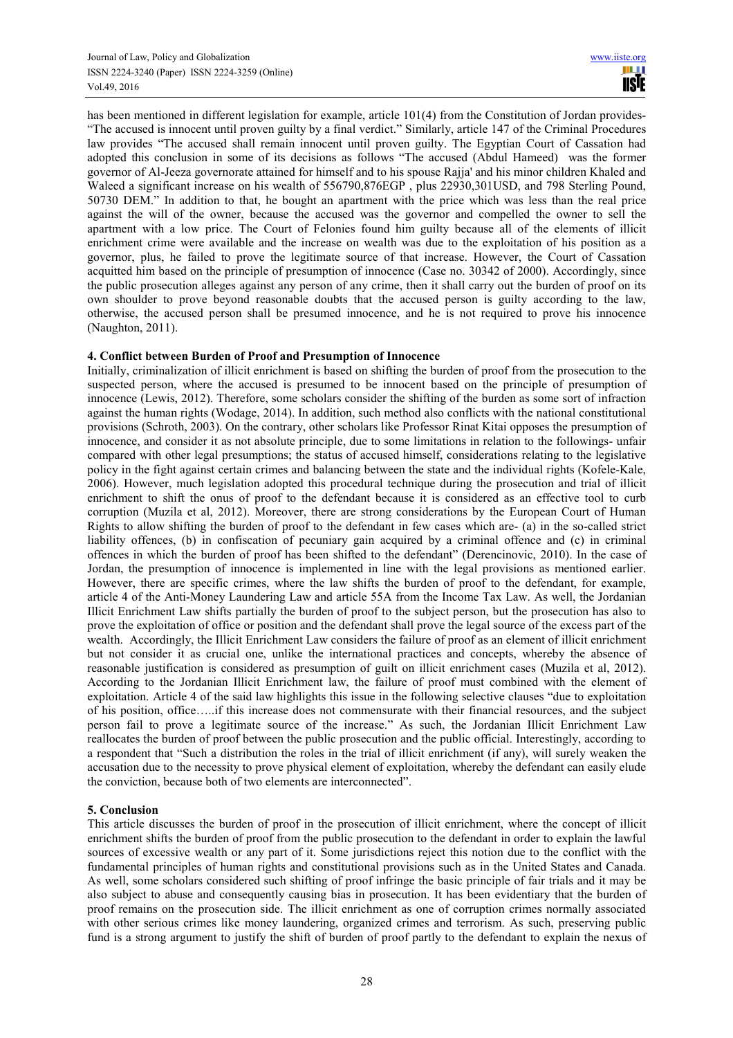has been mentioned in different legislation for example, article 101(4) from the Constitution of Jordan provides- "The accused is innocent until proven guilty by a final verdict." Similarly, article 147 of the Criminal Procedures law provides "The accused shall remain innocent until proven guilty. The Egyptian Court of Cassation had adopted this conclusion in some of its decisions as follows "The accused (Abdul Hameed) was the former governor of Al-Jeeza governorate attained for himself and to his spouse Rajja' and his minor children Khaled and Waleed a significant increase on his wealth of 556790,876EGP , plus 22930,301USD, and 798 Sterling Pound, 50730 DEM." In addition to that, he bought an apartment with the price which was less than the real price against the will of the owner, because the accused was the governor and compelled the owner to sell the apartment with a low price. The Court of Felonies found him guilty because all of the elements of illicit enrichment crime were available and the increase on wealth was due to the exploitation of his position as a governor, plus, he failed to prove the legitimate source of that increase. However, the Court of Cassation acquitted him based on the principle of presumption of innocence (Case no. 30342 of 2000). Accordingly, since the public prosecution alleges against any person of any crime, then it shall carry out the burden of proof on its own shoulder to prove beyond reasonable doubts that the accused person is guilty according to the law, otherwise, the accused person shall be presumed innocence, and he is not required to prove his innocence (Naughton, 2011).

## 4. Conflict between Burden of Proof and Presumption of Innocence

Initially, criminalization of illicit enrichment is based on shifting the burden of proof from the prosecution to the suspected person, where the accused is presumed to be innocent based on the principle of presumption of innocence (Lewis, 2012). Therefore, some scholars consider the shifting of the burden as some sort of infraction against the human rights (Wodage, 2014). In addition, such method also conflicts with the national constitutional provisions (Schroth, 2003). On the contrary, other scholars like Professor Rinat Kitai opposes the presumption of innocence, and consider it as not absolute principle, due to some limitations in relation to the followings- unfair compared with other legal presumptions; the status of accused himself, considerations relating to the legislative policy in the fight against certain crimes and balancing between the state and the individual rights (Kofele-Kale, 2006). However, much legislation adopted this procedural technique during the prosecution and trial of illicit enrichment to shift the onus of proof to the defendant because it is considered as an effective tool to curb corruption (Muzila et al, 2012). Moreover, there are strong considerations by the European Court of Human Rights to allow shifting the burden of proof to the defendant in few cases which are- (a) in the so-called strict liability offences, (b) in confiscation of pecuniary gain acquired by a criminal offence and (c) in criminal offences in which the burden of proof has been shifted to the defendant" (Derencinovic, 2010). In the case of Jordan, the presumption of innocence is implemented in line with the legal provisions as mentioned earlier. However, there are specific crimes, where the law shifts the burden of proof to the defendant, for example, article 4 of the Anti-Money Laundering Law and article 55A from the Income Tax Law. As well, the Jordanian Illicit Enrichment Law shifts partially the burden of proof to the subject person, but the prosecution has also to prove the exploitation of office or position and the defendant shall prove the legal source of the excess part of the wealth. Accordingly, the Illicit Enrichment Law considers the failure of proof as an element of illicit enrichment but not consider it as crucial one, unlike the international practices and concepts, whereby the absence of reasonable justification is considered as presumption of guilt on illicit enrichment cases (Muzila et al, 2012). According to the Jordanian Illicit Enrichment law, the failure of proof must combined with the element of exploitation. Article 4 of the said law highlights this issue in the following selective clauses "due to exploitation of his position, office…..if this increase does not commensurate with their financial resources, and the subject person fail to prove a legitimate source of the increase." As such, the Jordanian Illicit Enrichment Law reallocates the burden of proof between the public prosecution and the public official. Interestingly, according to a respondent that "Such a distribution the roles in the trial of illicit enrichment (if any), will surely weaken the accusation due to the necessity to prove physical element of exploitation, whereby the defendant can easily elude the conviction, because both of two elements are interconnected".

## 5. Conclusion

This article discusses the burden of proof in the prosecution of illicit enrichment, where the concept of illicit enrichment shifts the burden of proof from the public prosecution to the defendant in order to explain the lawful sources of excessive wealth or any part of it. Some jurisdictions reject this notion due to the conflict with the fundamental principles of human rights and constitutional provisions such as in the United States and Canada. As well, some scholars considered such shifting of proof infringe the basic principle of fair trials and it may be also subject to abuse and consequently causing bias in prosecution. It has been evidentiary that the burden of proof remains on the prosecution side. The illicit enrichment as one of corruption crimes normally associated with other serious crimes like money laundering, organized crimes and terrorism. As such, preserving public fund is a strong argument to justify the shift of burden of proof partly to the defendant to explain the nexus of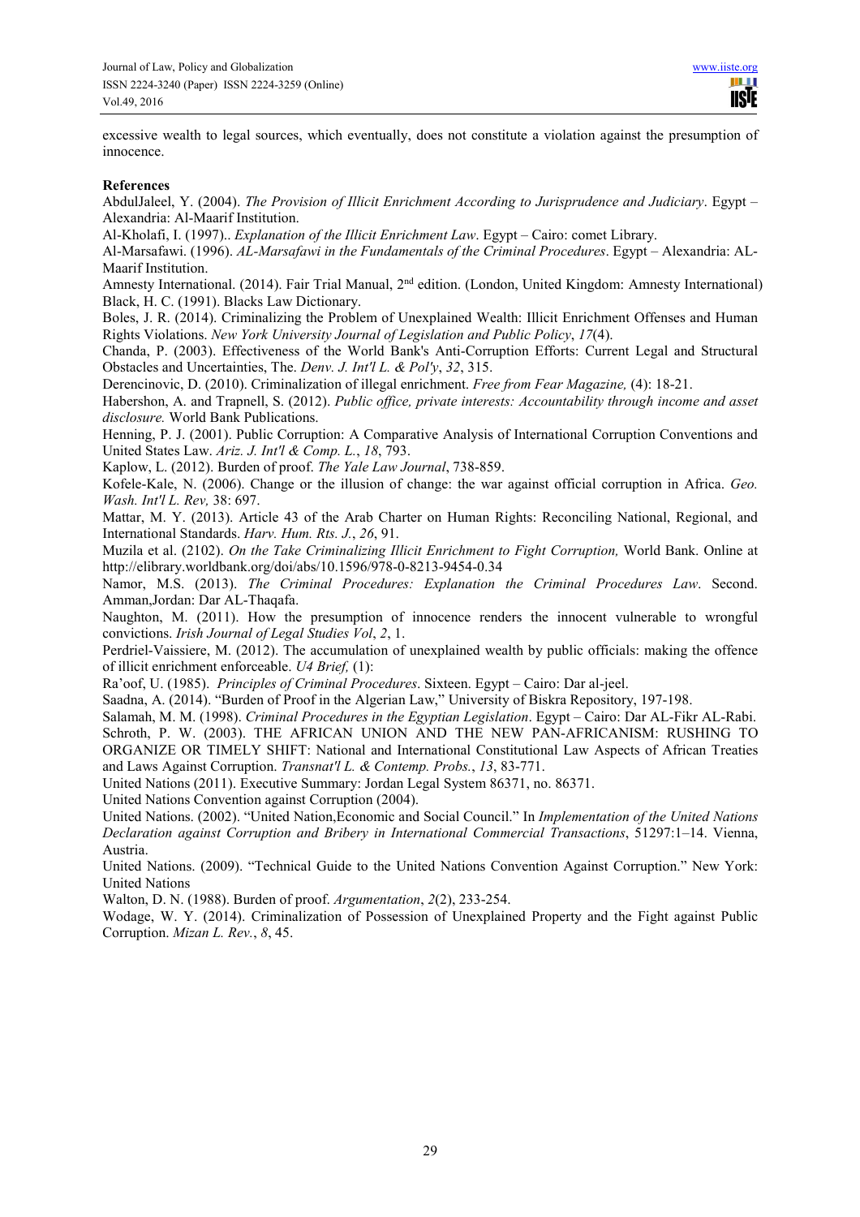excessive wealth to legal sources, which eventually, does not constitute a violation against the presumption of innocence.

**References**

AbdulJaleel, Y. (2004). *The Provision of Illicit Enrichment According to Jurisprudence and Judiciary*. Egypt – Alexandria: Al-Maarif Institution.

Al-Kholafi, I. (1997).. *Explanation of the Illicit Enrichment Law*. Egypt – Cairo: comet Library.

Al-Marsafawi. (1996). *AL-Marsafawi in the Fundamentals of the Criminal Procedures*. Egypt – Alexandria: AL-Maarif Institution.

Amnesty International. (2014). Fair Trial Manual, 2nd edition. (London, United Kingdom: Amnesty International)

Black, H. C. (1991). Blacks Law Dictionary.

Boles, J. R. (2014). Criminalizing the Problem of Unexplained Wealth: Illicit Enrichment Offenses and Human Rights Violations. *New York University Journal of Legislation and Public Policy*, *17*(4).

Chanda, P. (2003). Effectiveness of the World Bank's Anti-Corruption Efforts: Current Legal and Structural Obstacles and Uncertainties, The. *Denv. J. Int'l L. & Pol'y*, *32*, 315.

Derencinovic, D. (2010). Criminalization of illegal enrichment. *Free from Fear Magazine,* (4): 18-21.

Habershon, A. and Trapnell, S. (2012). *Public office, private interests: Accountability through income and asset disclosure.* World Bank Publications.

Henning, P. J. (2001). Public Corruption: A Comparative Analysis of International Corruption Conventions and United States Law. *Ariz. J. Int'l & Comp. L.*, *18*, 793.

Kaplow, L. (2012). Burden of proof. *The Yale Law Journal*, 738-859.

Kofele-Kale, N. (2006). Change or the illusion of change: the war against official corruption in Africa. *Geo. Wash. Int'l L. Rev,* 38: 697.

Mattar, M. Y. (2013). Article 43 of the Arab Charter on Human Rights: Reconciling National, Regional, and International Standards. *Harv. Hum. Rts. J.*, *26*, 91.

Muzila et al. (2102). *On the Take Criminalizing Illicit Enrichment to Fight Corruption,* World Bank. Online at http://elibrary.worldbank.org/doi/abs/10.1596/978-0-8213-9454-0.34

Namor, M.S. (2013). *The Criminal Procedures: Explanation the Criminal Procedures Law*. Second. Amman,Jordan: Dar AL-Thaqafa.

Naughton, M. (2011). How the presumption of innocence renders the innocent vulnerable to wrongful convictions. *Irish Journal of Legal Studies Vol*, *2*, 1.

Perdriel-Vaissiere, M. (2012). The accumulation of unexplained wealth by public officials: making the offence of illicit enrichment enforceable. *U4 Brief,* (1):

Ra'oof, U. (1985). *Principles of Criminal Procedures*. Sixteen. Egypt – Cairo: Dar al-jeel.

Saadna, A. (2014). "Burden of Proof in the Algerian Law," University of Biskra Repository, 197-198.

Salamah, M. M. (1998). *Criminal Procedures in the Egyptian Legislation*. Egypt – Cairo: Dar AL-Fikr AL-Rabi.

Schroth, P. W. (2003). THE AFRICAN UNION AND THE NEW PAN-AFRICANISM: RUSHING TO ORGANIZE OR TIMELY SHIFT: National and International Constitutional Law Aspects of African Treaties and Laws Against Corruption. *Transnat'l L. & Contemp. Probs.*, *13*, 83-771.

United Nations (2011). Executive Summary: Jordan Legal System 86371, no. 86371.

United Nations Convention against Corruption (2004).

United Nations. (2002). "United Nation,Economic and Social Council." In *Implementation of the United Nations Declaration against Corruption and Bribery in International Commercial Transactions*, 51297:1–14. Vienna, Austria.

United Nations. (2009). "Technical Guide to the United Nations Convention Against Corruption." New York: United Nations

Walton, D. N. (1988). Burden of proof. *Argumentation*, *2*(2), 233-254.

Wodage, W. Y. (2014). Criminalization of Possession of Unexplained Property and the Fight against Public Corruption. *Mizan L. Rev.*, *8*, 45.